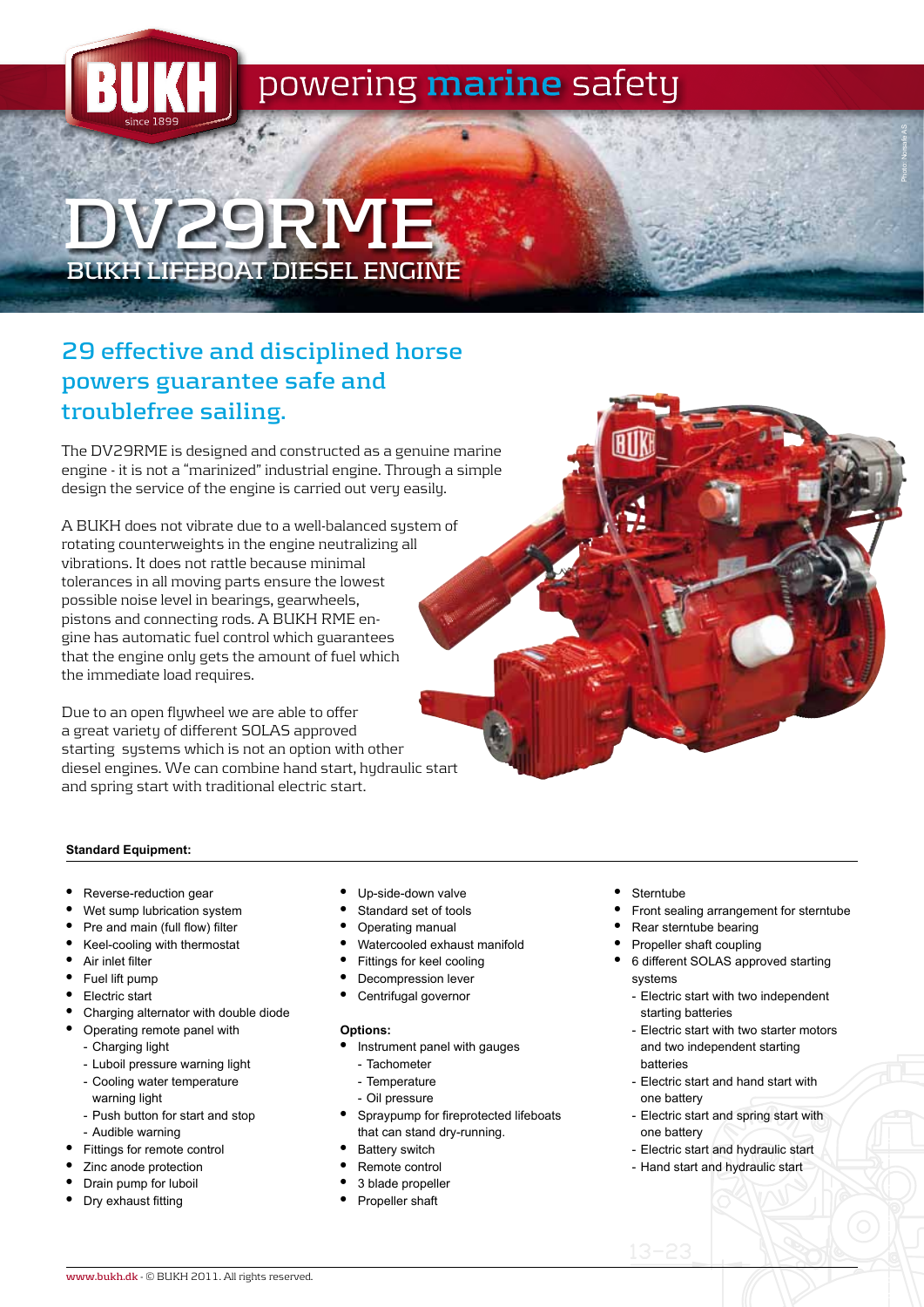BUKH since 1899

powering marine safety

# DV29RME

## BUKH LIFEBOAT DIESEL ENGINE

## 29 effective and disciplined horse powers guarantee safe and troublefree sailing.

The DV29RME is designed and constructed as a genuine marine engine - it is not a "marinized" industrial engine. Through a simple design the service of the engine is carried out very easily.

A BUKH does not vibrate due to a well-balanced system of rotating counterweights in the engine neutralizing all vibrations. It does not rattle because minimal tolerances in all moving parts ensure the lowest possible noise level in bearings, gearwheels, pistons and connecting rods. A BUKH RME engine has automatic fuel control which guarantees that the engine only gets the amount of fuel which the immediate load requires.

Due to an open flywheel we are able to offer a great variety of different SOLAS approved starting systems which is not an option with other diesel engines. We can combine hand start, hydraulic start and spring start with traditional electric start.

**Standard Equipment:**

- Reverse-reduction gear
- Wet sump lubrication system
- Pre and main (full flow) filter
- Keel-cooling with thermostat
- Air inlet filter
- Fuel lift pump
- Electric start
- Charging alternator with double diode
- Operating remote panel with
  - Charging light
  - Luboil pressure warning light
  - Cooling water temperature warning light
  - Push button for start and stop
  - Audible warning
- Fittings for remote control
- Zinc anode protection
- Drain pump for luboil
- Dry exhaust fitting
- Up-side-down valve
- Standard set of tools
- Operating manual
- Watercooled exhaust manifold
- Fittings for keel cooling
- Decompression lever
- Centrifugal governor

**Options:**

- Instrument panel with gauges
  - Tachometer
  - Temperature
  - Oil pressure
- Spraypump for fireprotected lifeboats that can stand dry-running.
- Battery switch
- Remote control
- 3 blade propeller
- Propeller shaft

- Sterntube
- Front sealing arrangement for sterntube
- Rear sterntube bearing
- Propeller shaft coupling
- 6 different SOLAS approved starting systems
  - Electric start with two independent starting batteries
  - Electric start with two starter motors and two independent starting batteries
  - Electric start and hand start with one battery
  - Electric start and spring start with one battery
  - Electric start and hydraulic start
  - Hand start and hydraulic start

www.bukh.dk - © BUKH 2011. All rights reserved.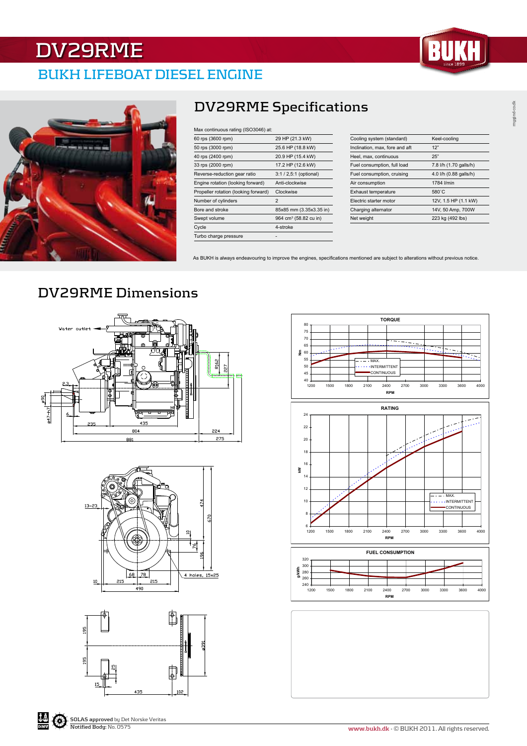# DV29RME

## BUKH LIFEBOAT DIESEL ENGINE

## DV29RME Specifications

Max continuous rating (ISO3046) at:

| | |
|---|---|
| 60 rps (3600 rpm) | 29 HP (21.3 kW) |
| 50 rps (3000 rpm) | 25.6 HP (18.8 kW) |
| 40 rps (2400 rpm) | 20.9 HP (15.4 kW) |
| 33 rps (2000 rpm) | 17.2 HP (12.6 kW) |
| Reverse-reduction gear ratio | 3:1 / 2,5:1 (optional) |
| Engine rotation (looking forward) | Anti-clockwise |
| Propeller rotation (looking forward) | Clockwise |
| Number of cylinders | 2 |
| Bore and stroke | 85x85 mm (3.35x3.35 in) |
| Swept volume | 964 cm³ (58.82 cu in) |
| Cycle | 4-stroke |
| Turbo charge pressure | - |

| | |
|---|---|
| Cooling system (standard) | Keel-cooling |
| Inclination, max, fore and aft | 12° |
| Heel, max, continuous | 25° |
| Fuel consumption, full load | 7.8 l/h (1.70 galls/h) |
| Fuel consumption, cruising | 4.0 l/h (0.88 galls/h) |
| Air consumption | 1784 l/min |
| Exhaust temperature | 580˚C |
| Electric starter motor | 12V, 1.5 HP (1.1 kW) |
| Charging alternator | 14V, 50 Amp, 700W |
| Net weight | 223 kg (492 lbs) |

As BUKH is always endeavouring to improve the engines, specifications mentioned are subject to alterations without previous notice.

## DV29RME Dimensions

Water outlet
2.3
ø90
ø47-h7
6
235
435
804
881
224
275
R162
227

13-23
474
670
10
76
196
68
78
4 holes, 15x25
10
215
215
490

195
195
25
15
435
102
ø391

TORQUE
Nm
80 75 70 65 60 55 50 45 40
1200 1500 1800 2100 2400 2700 3000 3300 3600 4000
RPM
MAX.
INTERMITTENT
CONTINUOUS

RATING
kW
24 22 20 18 16 14 12 10 8 6
1200 1500 1800 2100 2400 2700 3000 3300 3600 4000
RPM
MAX.
INTERMITTENT
CONTINUOUS

FUEL CONSUMPTION
g/kWh
320 300 280 260 240
1200 1500 1800 2100 2400 2700 3000 3300 3600 4000
RPM

**SOLAS approved** by Det Norske Veritas
Notified Body: No. 0575

www.bukh.dk - © BUKH 2011. All rights reserved.